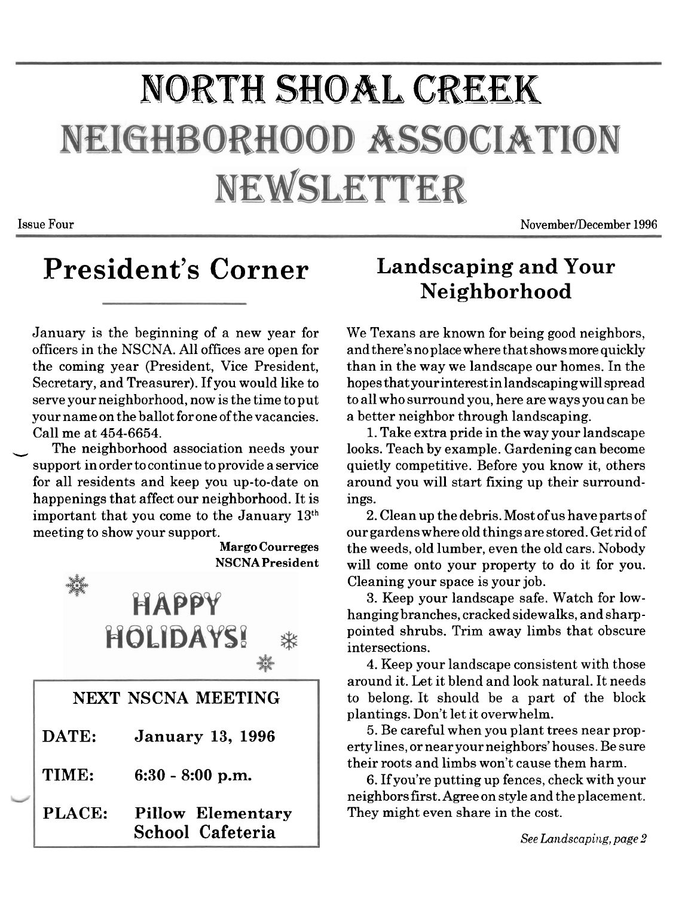# NORTH SHOAL CREEK NEIGHBORHOOD ASSOCIATION NEWSLETTER

Issue Four

November/December 1996

## President's Corner

January is the beginning of a new year for officers in the NSCNA. All offices are open for the coming year (President, Vice President, Secretary, and Treasurer). If you would like to serve your neighborhood, now is the time to put your name on the ballot for one of the vacancies. Call me at 454-6654.

The neighborhood association needs your support in order to continue to provide a service for all residents and keep you up-to-date on happenings that affect our neighborhood. It is important that you come to the January 13th meeting to show your support.

**Margo Courreges**
**NSCNA President**

HAPPY HOLIDAYS!

### NEXT NSCNA MEETING

| | |
|---|---|
| **DATE:** | **January 13, 1996** |
| **TIME:** | **6:30 - 8:00 p.m.** |
| **PLACE:** | **Pillow Elementary School Cafeteria** |

## Landscaping and Your Neighborhood

We Texans are known for being good neighbors, and there's no place where that shows more quickly than in the way we landscape our homes. In the hopes that your interest in landscaping will spread to all who surround you, here are ways you can be a better neighbor through landscaping.

1. Take extra pride in the way your landscape looks. Teach by example. Gardening can become quietly competitive. Before you know it, others around you will start fixing up their surroundings.

2. Clean up the debris. Most of us have parts of our gardens where old things are stored. Get rid of the weeds, old lumber, even the old cars. Nobody will come onto your property to do it for you. Cleaning your space is your job.

3. Keep your landscape safe. Watch for low-hanging branches, cracked sidewalks, and sharp-pointed shrubs. Trim away limbs that obscure intersections.

4. Keep your landscape consistent with those around it. Let it blend and look natural. It needs to belong. It should be a part of the block plantings. Don't let it overwhelm.

5. Be careful when you plant trees near property lines, or near your neighbors' houses. Be sure their roots and limbs won't cause them harm.

6. If you're putting up fences, check with your neighbors first. Agree on style and the placement. They might even share in the cost.

*See Landscaping, page 2*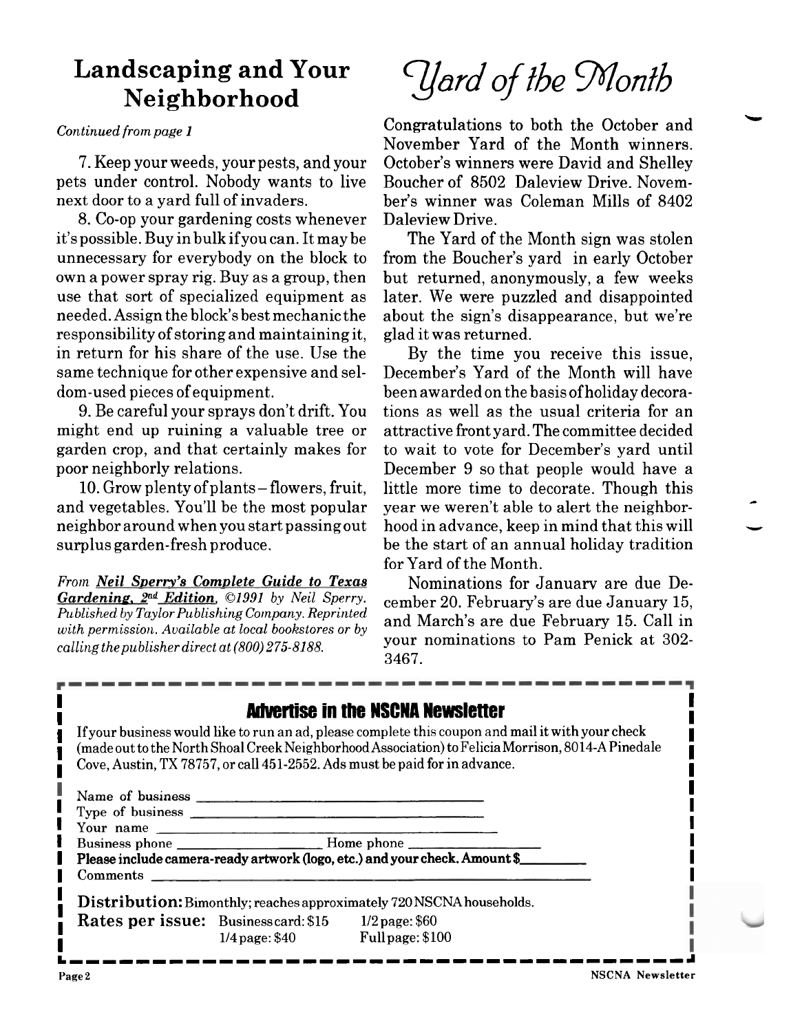## Landscaping and Your Neighborhood

*Continued from page 1*

7. Keep your weeds, your pests, and your pets under control. Nobody wants to live next door to a yard full of invaders.

8. Co-op your gardening costs whenever it's possible. Buy in bulk if you can. It may be unnecessary for everybody on the block to own a power spray rig. Buy as a group, then use that sort of specialized equipment as needed. Assign the block's best mechanic the responsibility of storing and maintaining it, in return for his share of the use. Use the same technique for other expensive and seldom-used pieces of equipment.

9. Be careful your sprays don't drift. You might end up ruining a valuable tree or garden crop, and that certainly makes for poor neighborly relations.

10. Grow plenty of plants – flowers, fruit, and vegetables. You'll be the most popular neighbor around when you start passing out surplus garden-fresh produce.

*From* ***Neil Sperry's Complete Guide to Texas Gardening, 2nd Edition****, ©1991 by Neil Sperry. Published by Taylor Publishing Company. Reprinted with permission. Available at local bookstores or by calling the publisher direct at (800) 275-8188.*

## *Yard of the Month*

Congratulations to both the October and November Yard of the Month winners. October's winners were David and Shelley Boucher of 8502 Daleview Drive. November's winner was Coleman Mills of 8402 Daleview Drive.

The Yard of the Month sign was stolen from the Boucher's yard in early October but returned, anonymously, a few weeks later. We were puzzled and disappointed about the sign's disappearance, but we're glad it was returned.

By the time you receive this issue, December's Yard of the Month will have been awarded on the basis of holiday decorations as well as the usual criteria for an attractive front yard. The committee decided to wait to vote for December's yard until December 9 so that people would have a little more time to decorate. Though this year we weren't able to alert the neighborhood in advance, keep in mind that this will be the start of an annual holiday tradition for Yard of the Month.

Nominations for January are due December 20. February's are due January 15, and March's are due February 15. Call in your nominations to Pam Penick at 302-3467.

---

## Advertise in the NSCNA Newsletter

If your business would like to run an ad, please complete this coupon and mail it with your check (made out to the North Shoal Creek Neighborhood Association) to Felicia Morrison, 8014-A Pinedale Cove, Austin, TX 78757, or call 451-2552. Ads must be paid for in advance.

Name of business ______________________

Type of business ______________________

Your name ______________________

Business phone ____________ Home phone ____________

**Please include camera-ready artwork (logo, etc.) and your check. Amount $________**

Comments ______________________

**Distribution:** Bimonthly; reaches approximately 720 NSCNA households.

**Rates per issue:** Business card: $15 — 1/2 page: $60 — 1/4 page: $40 — Full page: $100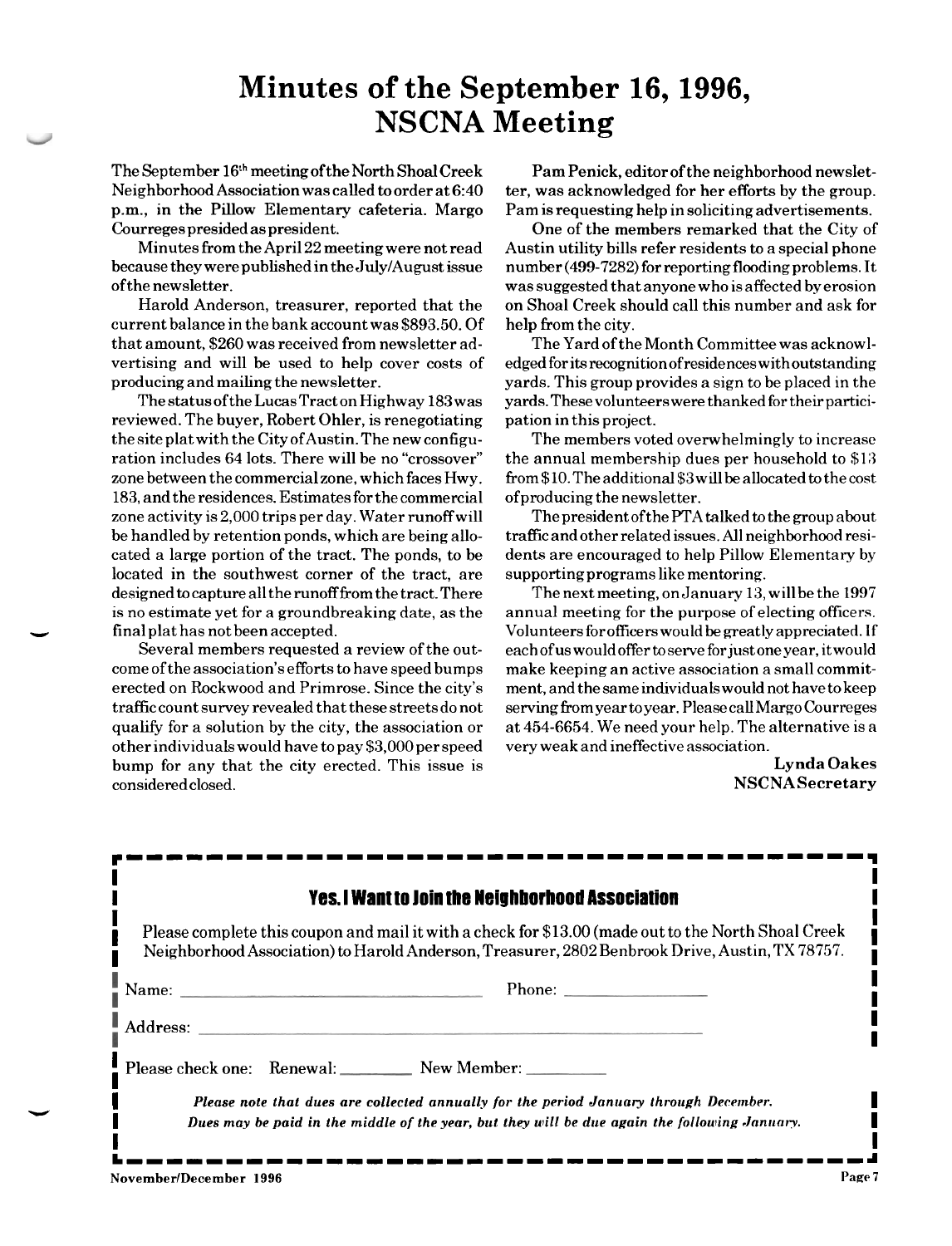# Minutes of the September 16, 1996, NSCNA Meeting

The September 16th meeting of the North Shoal Creek Neighborhood Association was called to order at 6:40 p.m., in the Pillow Elementary cafeteria. Margo Courreges presided as president.

Minutes from the April 22 meeting were not read because they were published in the July/August issue of the newsletter.

Harold Anderson, treasurer, reported that the current balance in the bank account was $893.50. Of that amount, $260 was received from newsletter advertising and will be used to help cover costs of producing and mailing the newsletter.

The status of the Lucas Tract on Highway 183 was reviewed. The buyer, Robert Ohler, is renegotiating the site plat with the City of Austin. The new configuration includes 64 lots. There will be no "crossover" zone between the commercial zone, which faces Hwy. 183, and the residences. Estimates for the commercial zone activity is 2,000 trips per day. Water runoff will be handled by retention ponds, which are being allocated a large portion of the tract. The ponds, to be located in the southwest corner of the tract, are designed to capture all the runoff from the tract. There is no estimate yet for a groundbreaking date, as the final plat has not been accepted.

Several members requested a review of the outcome of the association's efforts to have speed bumps erected on Rockwood and Primrose. Since the city's traffic count survey revealed that these streets do not qualify for a solution by the city, the association or other individuals would have to pay $3,000 per speed bump for any that the city erected. This issue is considered closed.

Pam Penick, editor of the neighborhood newsletter, was acknowledged for her efforts by the group. Pam is requesting help in soliciting advertisements.

One of the members remarked that the City of Austin utility bills refer residents to a special phone number (499-7282) for reporting flooding problems. It was suggested that anyone who is affected by erosion on Shoal Creek should call this number and ask for help from the city.

The Yard of the Month Committee was acknowledged for its recognition of residences with outstanding yards. This group provides a sign to be placed in the yards. These volunteers were thanked for their participation in this project.

The members voted overwhelmingly to increase the annual membership dues per household to $13 from $10. The additional $3 will be allocated to the cost of producing the newsletter.

The president of the PTA talked to the group about traffic and other related issues. All neighborhood residents are encouraged to help Pillow Elementary by supporting programs like mentoring.

The next meeting, on January 13, will be the 1997 annual meeting for the purpose of electing officers. Volunteers for officers would be greatly appreciated. If each of us would offer to serve for just one year, it would make keeping an active association a small commitment, and the same individuals would not have to keep serving from year to year. Please call Margo Courreges at 454-6654. We need your help. The alternative is a very weak and ineffective association.

**Lynda Oakes**
**NSCNA Secretary**

---

## Yes. I Want to Join the Neighborhood Association

Please complete this coupon and mail it with a check for $13.00 (made out to the North Shoal Creek Neighborhood Association) to Harold Anderson, Treasurer, 2802 Benbrook Drive, Austin, TX 78757.

Name: ______________________ Phone: ______________

Address: ______________________________________

Please check one: Renewal: ________ New Member: ________

*Please note that dues are collected annually for the period January through December. Dues may be paid in the middle of the year, but they will be due again the following January.*

---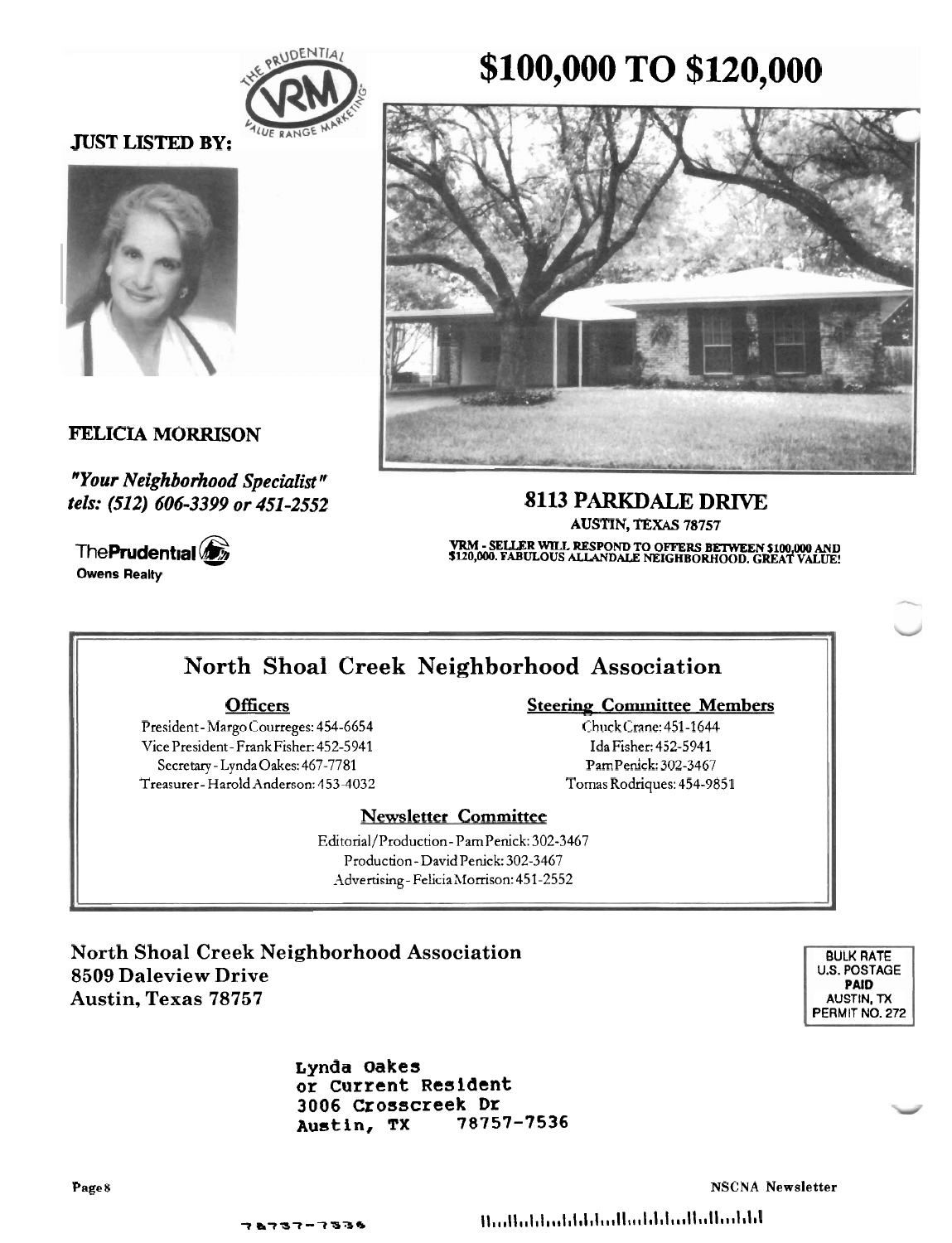THE PRUDENTIAL VRM VALUE RANGE MARKETING

# $100,000 TO $120,000

JUST LISTED BY:

**FELICIA MORRISON**

***"Your Neighborhood Specialist"***
***tels: (512) 606-3399 or 451-2552***

The**Prudential**
**Owens Realty**

## 8113 PARKDALE DRIVE

**AUSTIN, TEXAS 78757**

**VRM - SELLER WILL RESPOND TO OFFERS BETWEEN $100,000 AND $120,000. FABULOUS ALLANDALE NEIGHBORHOOD. GREAT VALUE!**

## North Shoal Creek Neighborhood Association

**Officers**

President - Margo Courreges: 454-6654
Vice President - Frank Fisher: 452-5941
Secretary - Lynda Oakes: 467-7781
Treasurer - Harold Anderson: 453-4032

**Steering Committee Members**

Chuck Crane: 451-1644
Ida Fisher: 452-5941
Pam Penick: 302-3467
Tomas Rodriques: 454-9851

**Newsletter Committee**

Editorial/Production - Pam Penick: 302-3467
Production - David Penick: 302-3467
Advertising - Felicia Morrison: 451-2552

**North Shoal Creek Neighborhood Association**
**8509 Daleview Drive**
**Austin, Texas 78757**

BULK RATE
U.S. POSTAGE
**PAID**
AUSTIN, TX
PERMIT NO. 272

Lynda Oakes
or Current Resident
3006 Crosscreek Dr
Austin, TX 78757-7536